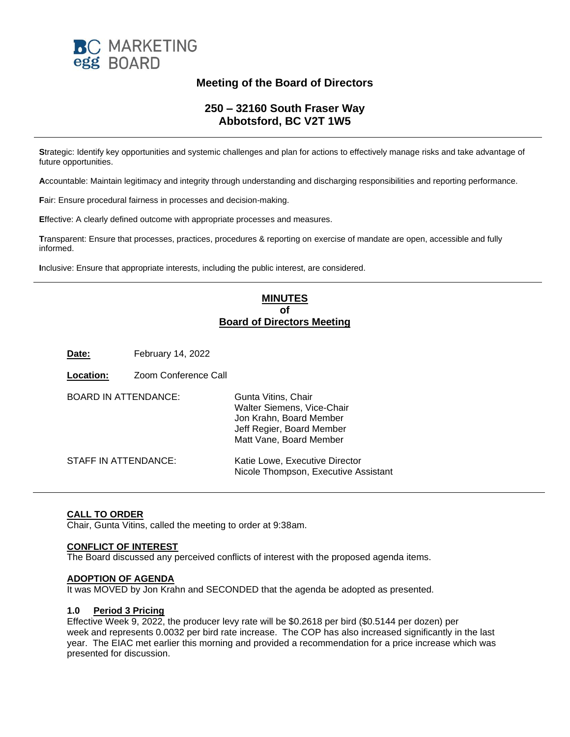BC MARKETING egg BOARD

# Meeting of the Board of Directors

## 250 – 32160 South Fraser Way
## Abbotsford, BC V2T 1W5

---

**S**trategic: Identify key opportunities and systemic challenges and plan for actions to effectively manage risks and take advantage of future opportunities.

**A**ccountable: Maintain legitimacy and integrity through understanding and discharging responsibilities and reporting performance.

**F**air: Ensure procedural fairness in processes and decision-making.

**E**ffective: A clearly defined outcome with appropriate processes and measures.

**T**ransparent: Ensure that processes, practices, procedures & reporting on exercise of mandate are open, accessible and fully informed.

**I**nclusive: Ensure that appropriate interests, including the public interest, are considered.

---

## MINUTES
## of
## Board of Directors Meeting

**Date:** February 14, 2022

**Location:** Zoom Conference Call

BOARD IN ATTENDANCE:
Gunta Vitins, Chair
Walter Siemens, Vice-Chair
Jon Krahn, Board Member
Jeff Regier, Board Member
Matt Vane, Board Member

STAFF IN ATTENDANCE:
Katie Lowe, Executive Director
Nicole Thompson, Executive Assistant

---

### CALL TO ORDER

Chair, Gunta Vitins, called the meeting to order at 9:38am.

### CONFLICT OF INTEREST

The Board discussed any perceived conflicts of interest with the proposed agenda items.

### ADOPTION OF AGENDA

It was MOVED by Jon Krahn and SECONDED that the agenda be adopted as presented.

### 1.0 Period 3 Pricing

Effective Week 9, 2022, the producer levy rate will be $0.2618 per bird ($0.5144 per dozen) per week and represents 0.0032 per bird rate increase. The COP has also increased significantly in the last year. The EIAC met earlier this morning and provided a recommendation for a price increase which was presented for discussion.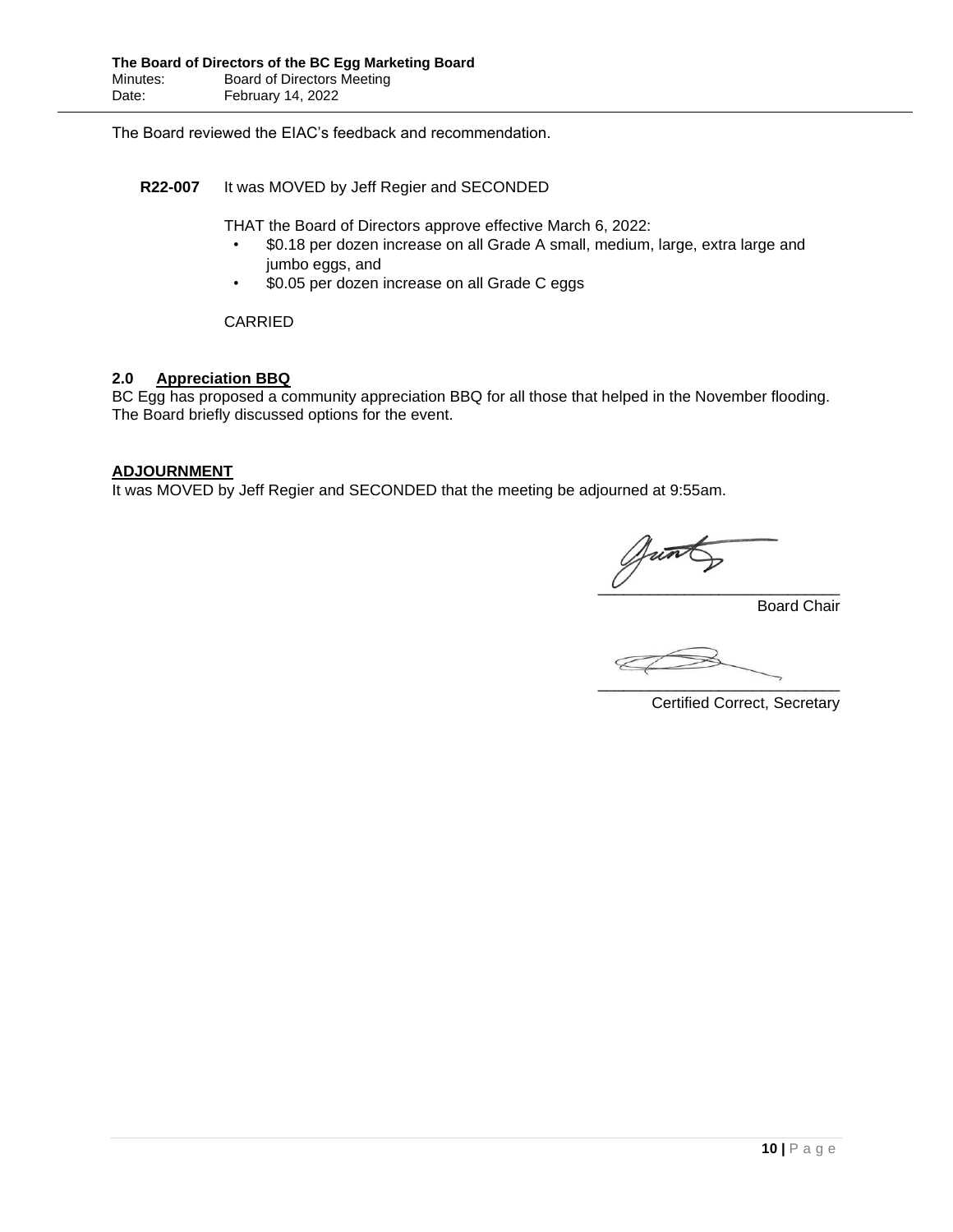The Board reviewed the EIAC's feedback and recommendation.

**R22-007** It was MOVED by Jeff Regier and SECONDED

THAT the Board of Directors approve effective March 6, 2022:

- $0.18 per dozen increase on all Grade A small, medium, large, extra large and jumbo eggs, and
- $0.05 per dozen increase on all Grade C eggs

CARRIED

## 2.0 Appreciation BBQ

BC Egg has proposed a community appreciation BBQ for all those that helped in the November flooding. The Board briefly discussed options for the event.

## ADJOURNMENT

It was MOVED by Jeff Regier and SECONDED that the meeting be adjourned at 9:55am.

\_\_\_\_\_\_\_\_\_\_\_\_\_\_\_\_\_\_\_\_\_\_\_\_\_\_\_\_
Board Chair

\_\_\_\_\_\_\_\_\_\_\_\_\_\_\_\_\_\_\_\_\_\_\_\_\_\_\_\_
Certified Correct, Secretary